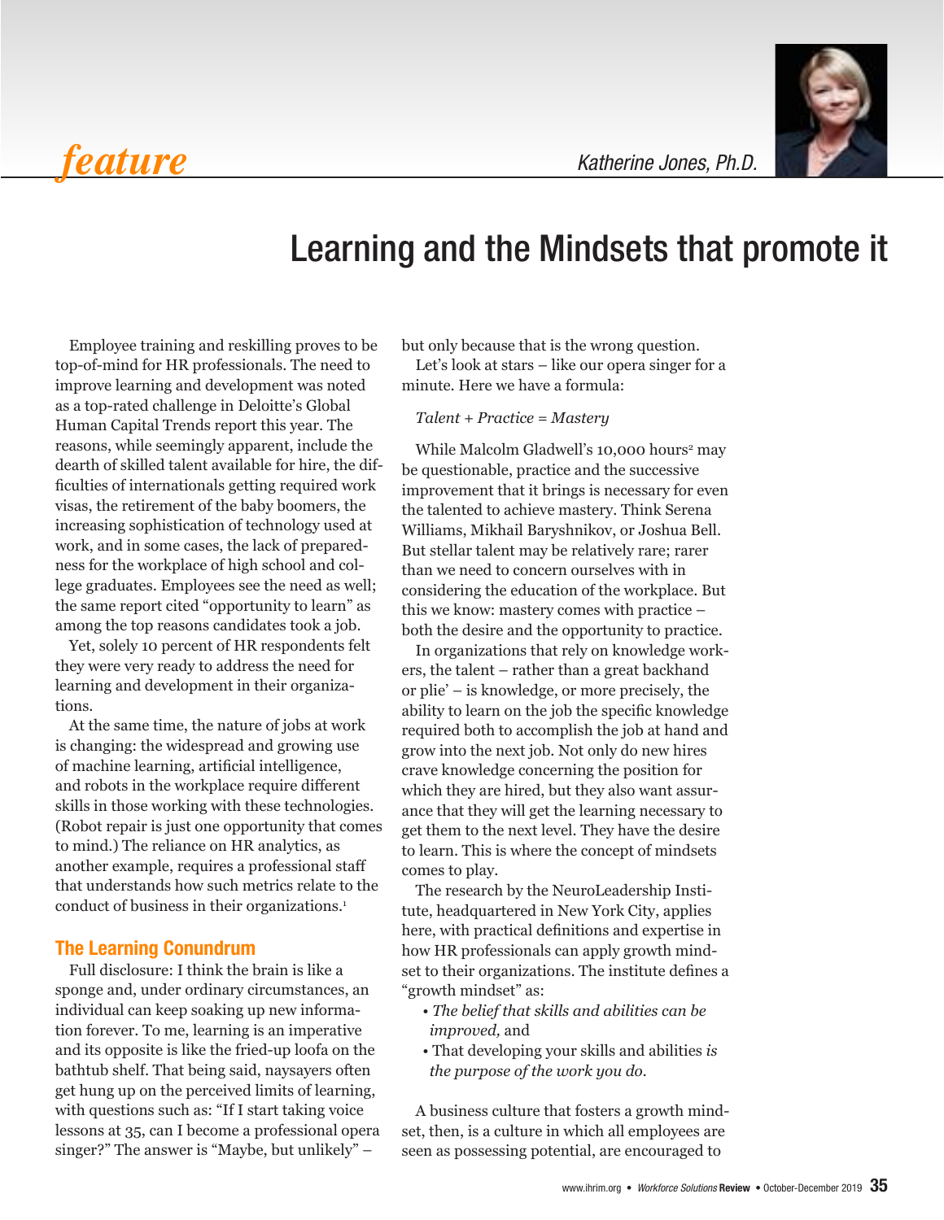feature

Katherine Jones, Ph.D.

# Learning and the Mindsets that promote it

Employee training and reskilling proves to be top-of-mind for HR professionals. The need to improve learning and development was noted as a top-rated challenge in Deloitte's Global Human Capital Trends report this year. The reasons, while seemingly apparent, include the dearth of skilled talent available for hire, the difficulties of internationals getting required work visas, the retirement of the baby boomers, the increasing sophistication of technology used at work, and in some cases, the lack of preparedness for the workplace of high school and college graduates. Employees see the need as well; the same report cited "opportunity to learn" as among the top reasons candidates took a job.

Yet, solely 10 percent of HR respondents felt they were very ready to address the need for learning and development in their organizations.

At the same time, the nature of jobs at work is changing: the widespread and growing use of machine learning, artificial intelligence, and robots in the workplace require different skills in those working with these technologies. (Robot repair is just one opportunity that comes to mind.) The reliance on HR analytics, as another example, requires a professional staff that understands how such metrics relate to the conduct of business in their organizations.[1]

## The Learning Conundrum

Full disclosure: I think the brain is like a sponge and, under ordinary circumstances, an individual can keep soaking up new information forever. To me, learning is an imperative and its opposite is like the fried-up loofa on the bathtub shelf. That being said, naysayers often get hung up on the perceived limits of learning, with questions such as: "If I start taking voice lessons at 35, can I become a professional opera singer?" The answer is "Maybe, but unlikely" – but only because that is the wrong question.

Let's look at stars – like our opera singer for a minute. Here we have a formula:

*Talent + Practice = Mastery*

While Malcolm Gladwell's 10,000 hours[2] may be questionable, practice and the successive improvement that it brings is necessary for even the talented to achieve mastery. Think Serena Williams, Mikhail Baryshnikov, or Joshua Bell. But stellar talent may be relatively rare; rarer than we need to concern ourselves with in considering the education of the workplace. But this we know: mastery comes with practice – both the desire and the opportunity to practice.

In organizations that rely on knowledge workers, the talent – rather than a great backhand or plie' – is knowledge, or more precisely, the ability to learn on the job the specific knowledge required both to accomplish the job at hand and grow into the next job. Not only do new hires crave knowledge concerning the position for which they are hired, but they also want assurance that they will get the learning necessary to get them to the next level. They have the desire to learn. This is where the concept of mindsets comes to play.

The research by the NeuroLeadership Institute, headquartered in New York City, applies here, with practical definitions and expertise in how HR professionals can apply growth mindset to their organizations. The institute defines a "growth mindset" as:

- *The belief that skills and abilities can be improved,* and
- That developing your skills and abilities *is the purpose of the work you do.*

A business culture that fosters a growth mindset, then, is a culture in which all employees are seen as possessing potential, are encouraged to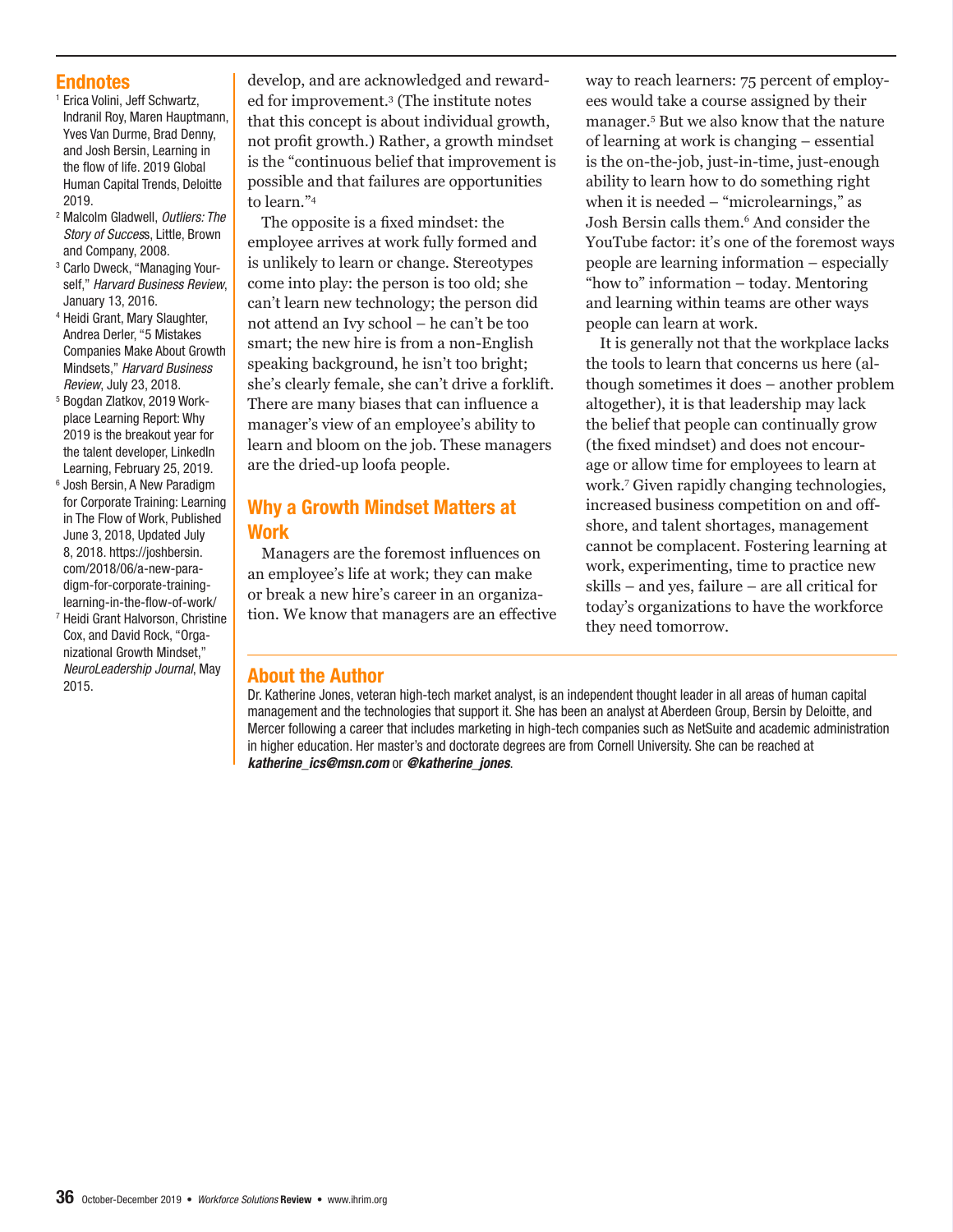develop, and are acknowledged and rewarded for improvement.[3] (The institute notes that this concept is about individual growth, not profit growth.) Rather, a growth mindset is the "continuous belief that improvement is possible and that failures are opportunities to learn."[4]

The opposite is a fixed mindset: the employee arrives at work fully formed and is unlikely to learn or change. Stereotypes come into play: the person is too old; she can't learn new technology; the person did not attend an Ivy school – he can't be too smart; the new hire is from a non-English speaking background, he isn't too bright; she's clearly female, she can't drive a forklift. There are many biases that can influence a manager's view of an employee's ability to learn and bloom on the job. These managers are the dried-up loofa people.

## Why a Growth Mindset Matters at Work

Managers are the foremost influences on an employee's life at work; they can make or break a new hire's career in an organization. We know that managers are an effective way to reach learners: 75 percent of employees would take a course assigned by their manager.[5] But we also know that the nature of learning at work is changing – essential is the on-the-job, just-in-time, just-enough ability to learn how to do something right when it is needed – "microlearnings," as Josh Bersin calls them.[6] And consider the YouTube factor: it's one of the foremost ways people are learning information – especially "how to" information – today. Mentoring and learning within teams are other ways people can learn at work.

It is generally not that the workplace lacks the tools to learn that concerns us here (although sometimes it does – another problem altogether), it is that leadership may lack the belief that people can continually grow (the fixed mindset) and does not encourage or allow time for employees to learn at work.[7] Given rapidly changing technologies, increased business competition on and off-shore, and talent shortages, management cannot be complacent. Fostering learning at work, experimenting, time to practice new skills – and yes, failure – are all critical for today's organizations to have the workforce they need tomorrow.

## Endnotes

1. Erica Volini, Jeff Schwartz, Indranil Roy, Maren Hauptmann, Yves Van Durme, Brad Denny, and Josh Bersin, Learning in the flow of life. 2019 Global Human Capital Trends, Deloitte 2019.
2. Malcolm Gladwell, *Outliers: The Story of Success*, Little, Brown and Company, 2008.
3. Carlo Dweck, "Managing Yourself," *Harvard Business Review*, January 13, 2016.
4. Heidi Grant, Mary Slaughter, Andrea Derler, "5 Mistakes Companies Make About Growth Mindsets," *Harvard Business Review*, July 23, 2018.
5. Bogdan Zlatkov, 2019 Workplace Learning Report: Why 2019 is the breakout year for the talent developer, LinkedIn Learning, February 25, 2019.
6. Josh Bersin, A New Paradigm for Corporate Training: Learning in The Flow of Work, Published June 3, 2018, Updated July 8, 2018. https://joshbersin.com/2018/06/a-new-paradigm-for-corporate-training-learning-in-the-flow-of-work/
7. Heidi Grant Halvorson, Christine Cox, and David Rock, "Organizational Growth Mindset," *NeuroLeadership Journal*, May 2015.

## About the Author

Dr. Katherine Jones, veteran high-tech market analyst, is an independent thought leader in all areas of human capital management and the technologies that support it. She has been an analyst at Aberdeen Group, Bersin by Deloitte, and Mercer following a career that includes marketing in high-tech companies such as NetSuite and academic administration in higher education. Her master's and doctorate degrees are from Cornell University. She can be reached at ***katherine_ics@msn.com*** or ***@katherine_jones***.